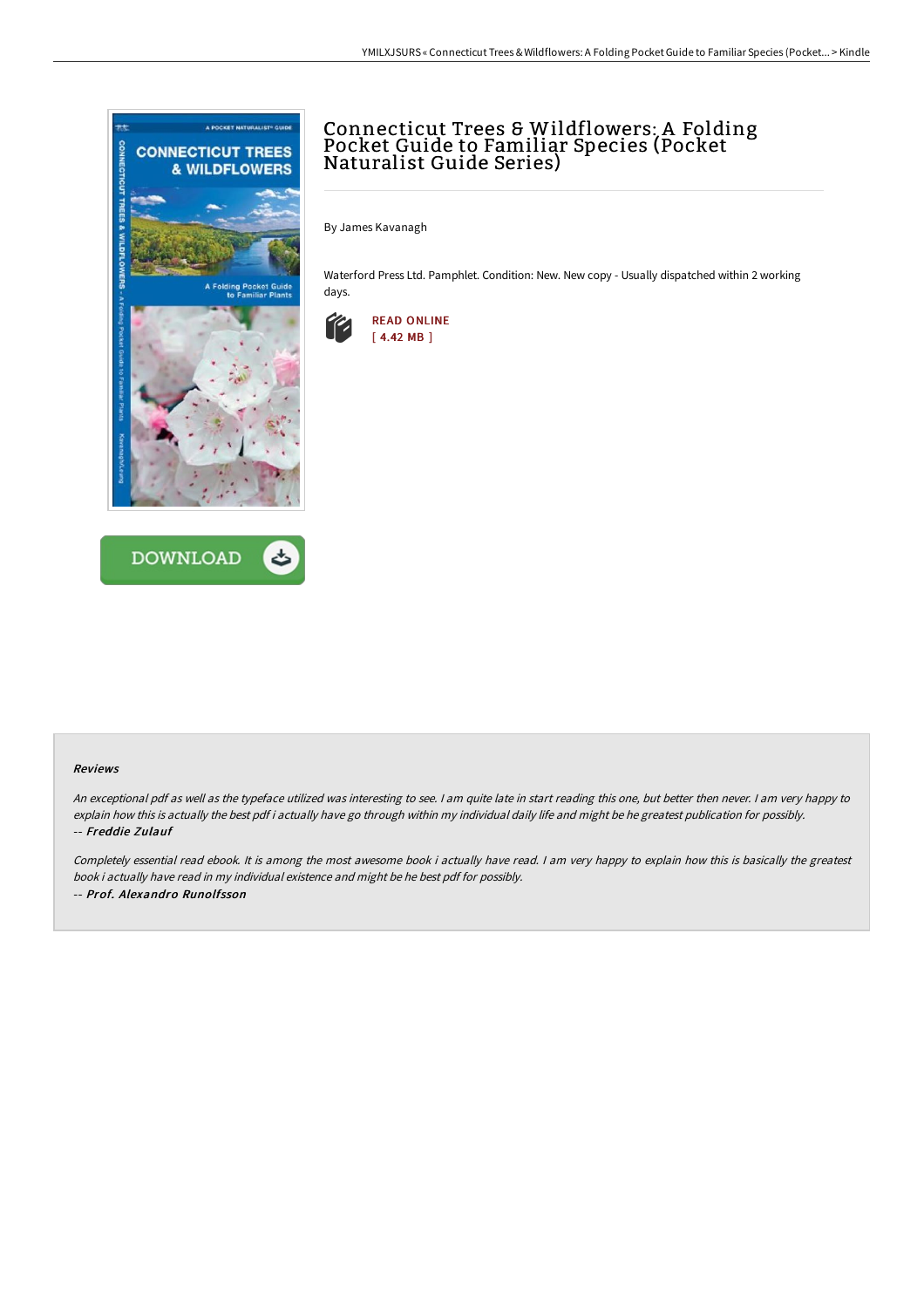# Connecticut Trees & Wildflowers: A Folding Pocket Guide to Familiar Species (Pocket Naturalist Guide Series)

By James Kavanagh

Waterford Press Ltd. Pamphlet. Condition: New. New copy - Usually dispatched within 2 working days.

READ ONLINE
[ 4.42 MB ]

DOWNLOAD

### Reviews

*An exceptional pdf as well as the typeface utilized was interesting to see. I am quite late in start reading this one, but better then never. I am very happy to explain how this is actually the best pdf i actually have go through within my individual daily life and might be he greatest publication for possibly.*
*-- **Freddie Zulauf***

*Completely essential read ebook. It is among the most awesome book i actually have read. I am very happy to explain how this is basically the greatest book i actually have read in my individual existence and might be he best pdf for possibly.*
*-- **Prof. Alexandro Runolfsson***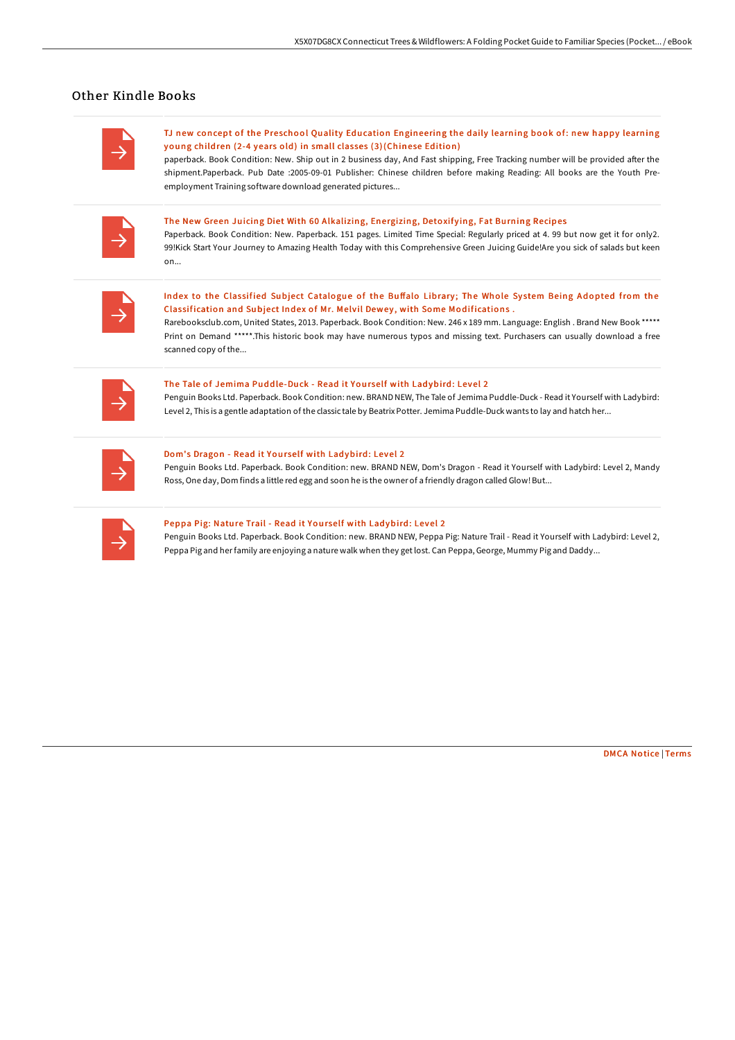## Other Kindle Books

**TJ new concept of the Preschool Quality Education Engineering the daily learning book of: new happy learning young children (2-4 years old) in small classes (3)(Chinese Edition)**

paperback. Book Condition: New. Ship out in 2 business day, And Fast shipping, Free Tracking number will be provided after the shipment.Paperback. Pub Date :2005-09-01 Publisher: Chinese children before making Reading: All books are the Youth Pre-employment Training software download generated pictures...

**The New Green Juicing Diet With 60 Alkalizing, Energizing, Detoxifying, Fat Burning Recipes**

Paperback. Book Condition: New. Paperback. 151 pages. Limited Time Special: Regularly priced at 4. 99 but now get it for only2. 99!Kick Start Your Journey to Amazing Health Today with this Comprehensive Green Juicing Guide!Are you sick of salads but keen on...

**Index to the Classified Subject Catalogue of the Buffalo Library; The Whole System Being Adopted from the Classification and Subject Index of Mr. Melvil Dewey, with Some Modifications .**

Rarebooksclub.com, United States, 2013. Paperback. Book Condition: New. 246 x 189 mm. Language: English . Brand New Book ***** Print on Demand *****.This historic book may have numerous typos and missing text. Purchasers can usually download a free scanned copy of the...

**The Tale of Jemima Puddle-Duck - Read it Yourself with Ladybird: Level 2**

Penguin Books Ltd. Paperback. Book Condition: new. BRAND NEW, The Tale of Jemima Puddle-Duck - Read it Yourself with Ladybird: Level 2, This is a gentle adaptation of the classic tale by Beatrix Potter. Jemima Puddle-Duck wants to lay and hatch her...

**Dom's Dragon - Read it Yourself with Ladybird: Level 2**

Penguin Books Ltd. Paperback. Book Condition: new. BRAND NEW, Dom's Dragon - Read it Yourself with Ladybird: Level 2, Mandy Ross, One day, Dom finds a little red egg and soon he is the owner of a friendly dragon called Glow! But...

**Peppa Pig: Nature Trail - Read it Yourself with Ladybird: Level 2**

Penguin Books Ltd. Paperback. Book Condition: new. BRAND NEW, Peppa Pig: Nature Trail - Read it Yourself with Ladybird: Level 2, Peppa Pig and her family are enjoying a nature walk when they get lost. Can Peppa, George, Mummy Pig and Daddy...